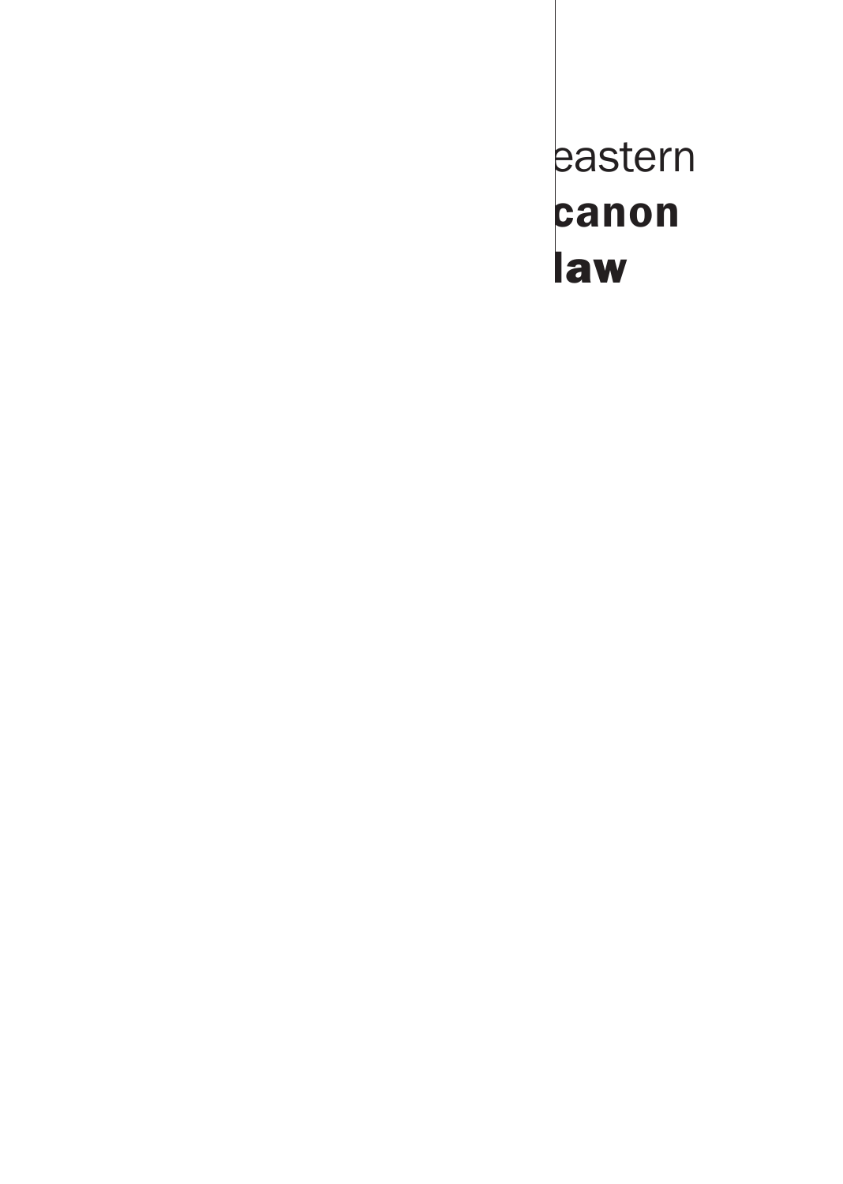eastern
**canon**
**law**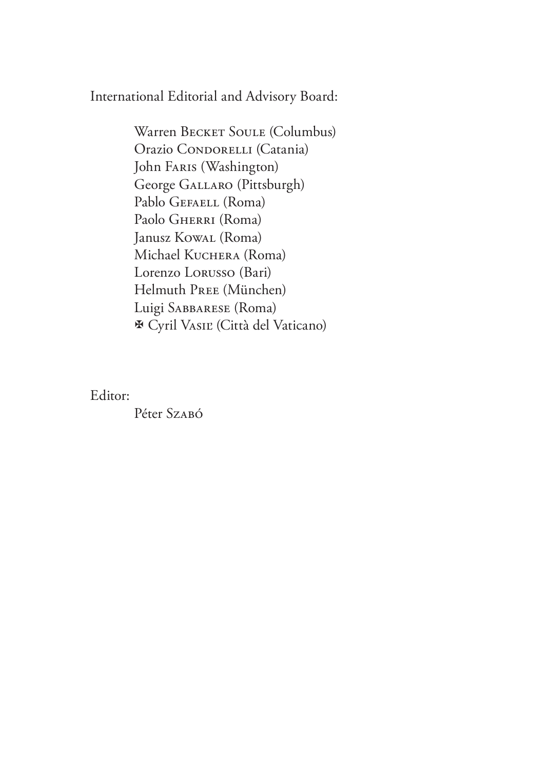International Editorial and Advisory Board:

Warren Becket Soule (Columbus)
Orazio Condorelli (Catania)
John Faris (Washington)
George Gallaro (Pittsburgh)
Pablo Gefaell (Roma)
Paolo Gherri (Roma)
Janusz Kowal (Roma)
Michael Kuchera (Roma)
Lorenzo Lorusso (Bari)
Helmuth Pree (München)
Luigi Sabbarese (Roma)
✠ Cyril Vasiľ (Città del Vaticano)

Editor:

Péter Szabó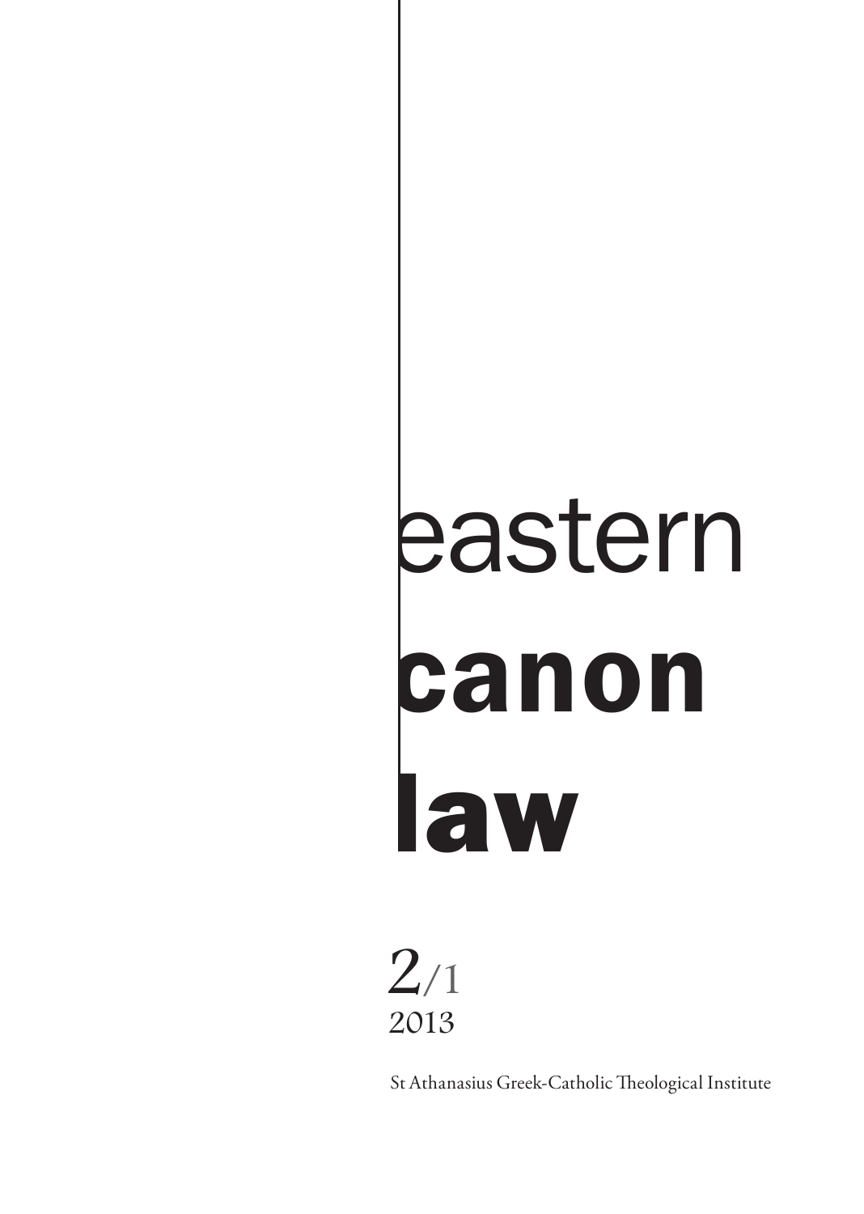# eastern
# **canon**
# **law**

2/1
2013

St Athanasius Greek-Catholic Theological Institute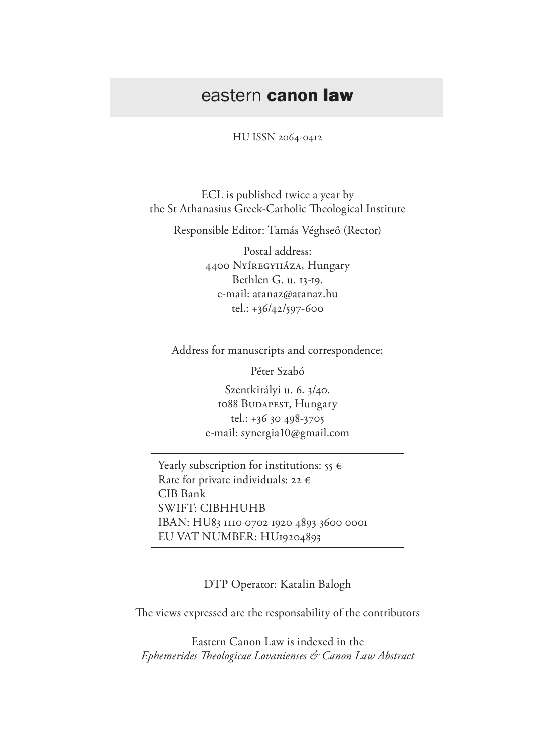# eastern **canon law**

HU ISSN 2064-0412

ECL is published twice a year by
the St Athanasius Greek-Catholic Theological Institute

Responsible Editor: Tamás Véghseő (Rector)

Postal address:
4400 Nyíregyháza, Hungary
Bethlen G. u. 13-19.
e-mail: atanaz@atanaz.hu
tel.: +36/42/597-600

Address for manuscripts and correspondence:

Péter Szabó

Szentkirályi u. 6. 3/40.
1088 Budapest, Hungary
tel.: +36 30 498-3705
e-mail: synergia10@gmail.com

Yearly subscription for institutions: 55 €
Rate for private individuals: 22 €
CIB Bank
SWIFT: CIBHHUHB
IBAN: HU83 1110 0702 1920 4893 3600 0001
EU VAT NUMBER: HU19204893

DTP Operator: Katalin Balogh

The views expressed are the responsability of the contributors

Eastern Canon Law is indexed in the
*Ephemerides Theologicae Lovanienses & Canon Law Abstract*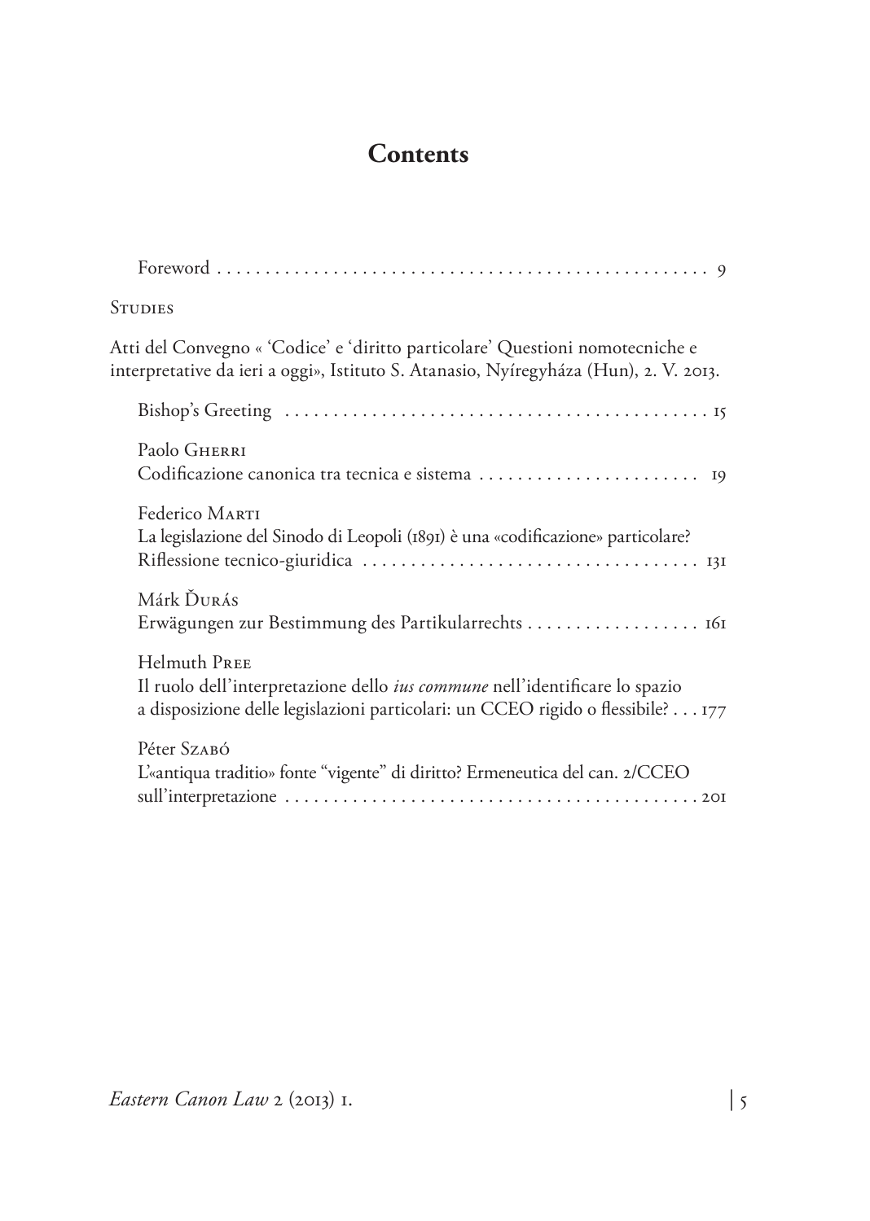# Contents

Foreword . . . . . . . . . . . . . . . . . . . . . . . . . . . . . . . . . . . . . . . . . . . . . . . . . . . . 9

Studies

Atti del Convegno « 'Codice' e 'diritto particolare' Questioni nomotecniche e interpretative da ieri a oggi», Istituto S. Atanasio, Nyíregyháza (Hun), 2. V. 2013.

Bishop's Greeting . . . . . . . . . . . . . . . . . . . . . . . . . . . . . . . . . . . . . . . . . . . . . 15

Paolo Gherri
Codificazione canonica tra tecnica e sistema . . . . . . . . . . . . . . . . . . . . . . . . 19

Federico Marti
La legislazione del Sinodo di Leopoli (1891) è una «codificazione» particolare? Riflessione tecnico-giuridica . . . . . . . . . . . . . . . . . . . . . . . . . . . . . . . . . . . 131

Márk Ďurás
Erwägungen zur Bestimmung des Partikularrechts . . . . . . . . . . . . . . . . . . 161

Helmuth Pree
Il ruolo dell'interpretazione dello *ius commune* nell'identificare lo spazio a disposizione delle legislazioni particolari: un CCEO rigido o flessibile? . . . 177

Péter Szabó
L'«antiqua traditio» fonte "vigente" di diritto? Ermeneutica del can. 2/CCEO sull'interpretazione . . . . . . . . . . . . . . . . . . . . . . . . . . . . . . . . . . . . . . . . . . . 201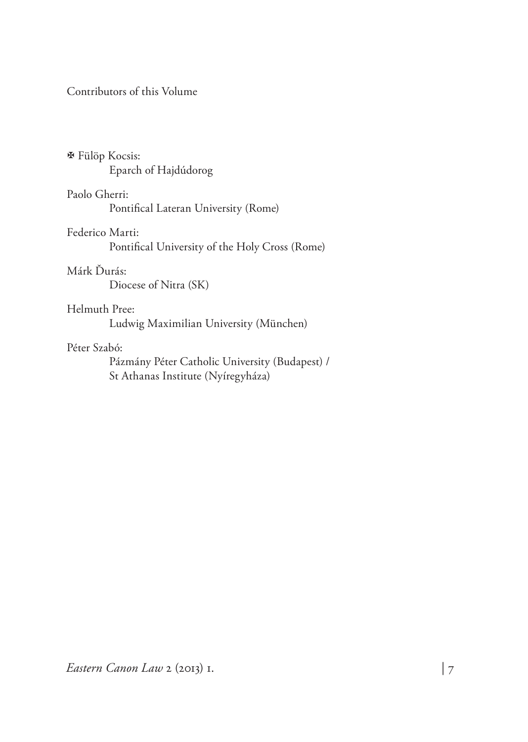Contributors of this Volume

✠ Fülöp Kocsis:
Eparch of Hajdúdorog

Paolo Gherri:
Pontifical Lateran University (Rome)

Federico Marti:
Pontifical University of the Holy Cross (Rome)

Márk Ďurás:
Diocese of Nitra (SK)

Helmuth Pree:
Ludwig Maximilian University (München)

Péter Szabó:
Pázmány Péter Catholic University (Budapest) /
St Athanas Institute (Nyíregyháza)